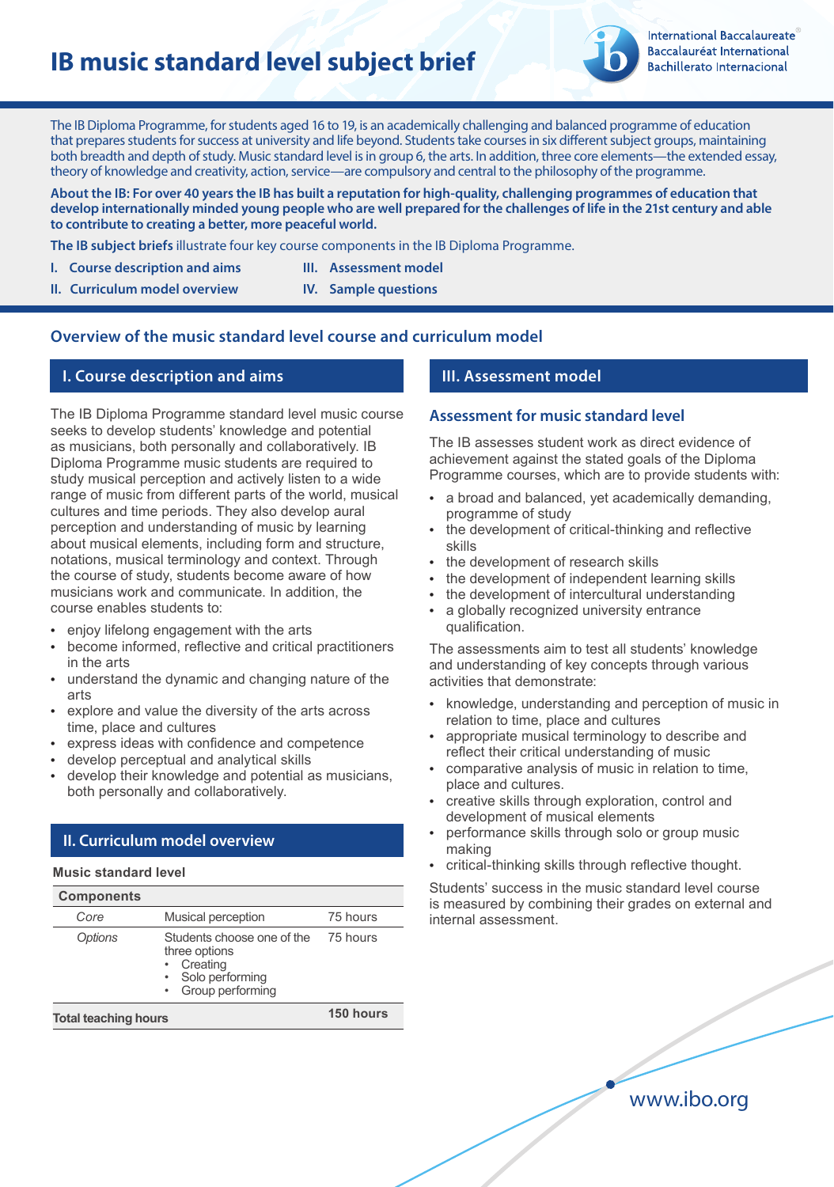# IB music standard level subject brief

International Baccalaureate
Baccalauréat International
Bachillerato Internacional

The IB Diploma Programme, for students aged 16 to 19, is an academically challenging and balanced programme of education that prepares students for success at university and life beyond. Students take courses in six different subject groups, maintaining both breadth and depth of study. Music standard level is in group 6, the arts. In addition, three core elements—the extended essay, theory of knowledge and creativity, action, service—are compulsory and central to the philosophy of the programme.

**About the IB: For over 40 years the IB has built a reputation for high-quality, challenging programmes of education that develop internationally minded young people who are well prepared for the challenges of life in the 21st century and able to contribute to creating a better, more peaceful world.**

**The IB subject briefs** illustrate four key course components in the IB Diploma Programme.

- **I. Course description and aims**
- **II. Curriculum model overview**
- **III. Assessment model**
- **IV. Sample questions**

## Overview of the music standard level course and curriculum model

### I. Course description and aims

The IB Diploma Programme standard level music course seeks to develop students' knowledge and potential as musicians, both personally and collaboratively. IB Diploma Programme music students are required to study musical perception and actively listen to a wide range of music from different parts of the world, musical cultures and time periods. They also develop aural perception and understanding of music by learning about musical elements, including form and structure, notations, musical terminology and context. Through the course of study, students become aware of how musicians work and communicate. In addition, the course enables students to:

- enjoy lifelong engagement with the arts
- become informed, reflective and critical practitioners in the arts
- understand the dynamic and changing nature of the arts
- explore and value the diversity of the arts across time, place and cultures
- express ideas with confidence and competence
- develop perceptual and analytical skills
- develop their knowledge and potential as musicians, both personally and collaboratively.

### II. Curriculum model overview

**Music standard level**

| Components | | |
|---|---|---|
| *Core* | Musical perception | 75 hours |
| *Options* | Students choose one of the three options<br>• Creating<br>• Solo performing<br>• Group performing | 75 hours |
| **Total teaching hours** | | **150 hours** |

### III. Assessment model

#### Assessment for music standard level

The IB assesses student work as direct evidence of achievement against the stated goals of the Diploma Programme courses, which are to provide students with:

- a broad and balanced, yet academically demanding, programme of study
- the development of critical-thinking and reflective skills
- the development of research skills
- the development of independent learning skills
- the development of intercultural understanding
- a globally recognized university entrance qualification.

The assessments aim to test all students' knowledge and understanding of key concepts through various activities that demonstrate:

- knowledge, understanding and perception of music in relation to time, place and cultures
- appropriate musical terminology to describe and reflect their critical understanding of music
- comparative analysis of music in relation to time, place and cultures.
- creative skills through exploration, control and development of musical elements
- performance skills through solo or group music making
- critical-thinking skills through reflective thought.

Students' success in the music standard level course is measured by combining their grades on external and internal assessment.

www.ibo.org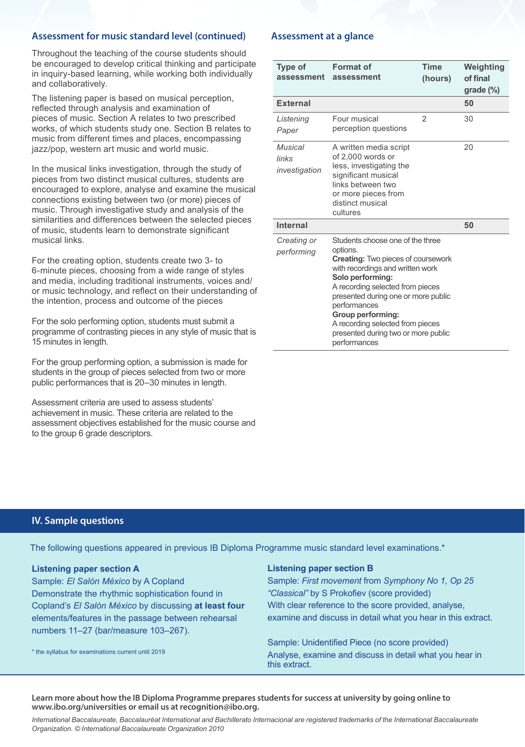## Assessment for music standard level (continued)

Throughout the teaching of the course students should be encouraged to develop critical thinking and participate in inquiry-based learning, while working both individually and collaboratively.

The listening paper is based on musical perception, reflected through analysis and examination of pieces of music. Section A relates to two prescribed works, of which students study one. Section B relates to music from different times and places, encompassing jazz/pop, western art music and world music.

In the musical links investigation, through the study of pieces from two distinct musical cultures, students are encouraged to explore, analyse and examine the musical connections existing between two (or more) pieces of music. Through investigative study and analysis of the similarities and differences between the selected pieces of music, students learn to demonstrate significant musical links.

For the creating option, students create two 3- to 6-minute pieces, choosing from a wide range of styles and media, including traditional instruments, voices and/or music technology, and reflect on their understanding of the intention, process and outcome of the pieces

For the solo performing option, students must submit a programme of contrasting pieces in any style of music that is 15 minutes in length.

For the group performing option, a submission is made for students in the group of pieces selected from two or more public performances that is 20–30 minutes in length.

Assessment criteria are used to assess students' achievement in music. These criteria are related to the assessment objectives established for the music course and to the group 6 grade descriptors.

## Assessment at a glance

| Type of assessment | Format of assessment | Time (hours) | Weighting of final grade (%) |
|---|---|---|---|
| **External** | | | **50** |
| *Listening Paper* | Four musical perception questions | 2 | 30 |
| *Musical links investigation* | A written media script of 2,000 words or less, investigating the significant musical links between two or more pieces from distinct musical cultures | | 20 |
| **Internal** | | | **50** |
| *Creating or performing* | Students choose one of the three options.<br>**Creating:** Two pieces of coursework with recordings and written work<br>**Solo performing:**<br>A recording selected from pieces presented during one or more public performances<br>**Group performing:**<br>A recording selected from pieces presented during two or more public performances | | |

## IV. Sample questions

The following questions appeared in previous IB Diploma Programme music standard level examinations.*

### Listening paper section A

Sample: *El Salón México* by A Copland

Demonstrate the rhythmic sophistication found in Copland's *El Salón México* by discussing **at least four** elements/features in the passage between rehearsal numbers 11–27 (bar/measure 103–267).

\* the syllabus for examinations current until 2019

### Listening paper section B

Sample: *First movement* from *Symphony No 1, Op 25 "Classical"* by S Prokofiev (score provided)

With clear reference to the score provided, analyse, examine and discuss in detail what you hear in this extract.

Sample: Unidentified Piece (no score provided)

Analyse, examine and discuss in detail what you hear in this extract.

**Learn more about how the IB Diploma Programme prepares students for success at university by going online to www.ibo.org/universities or email us at recognition@ibo.org.**

*International Baccalaureate, Baccalauréat International and Bachillerato Internacional are registered trademarks of the International Baccalaureate Organization. © International Baccalaureate Organization 2010*